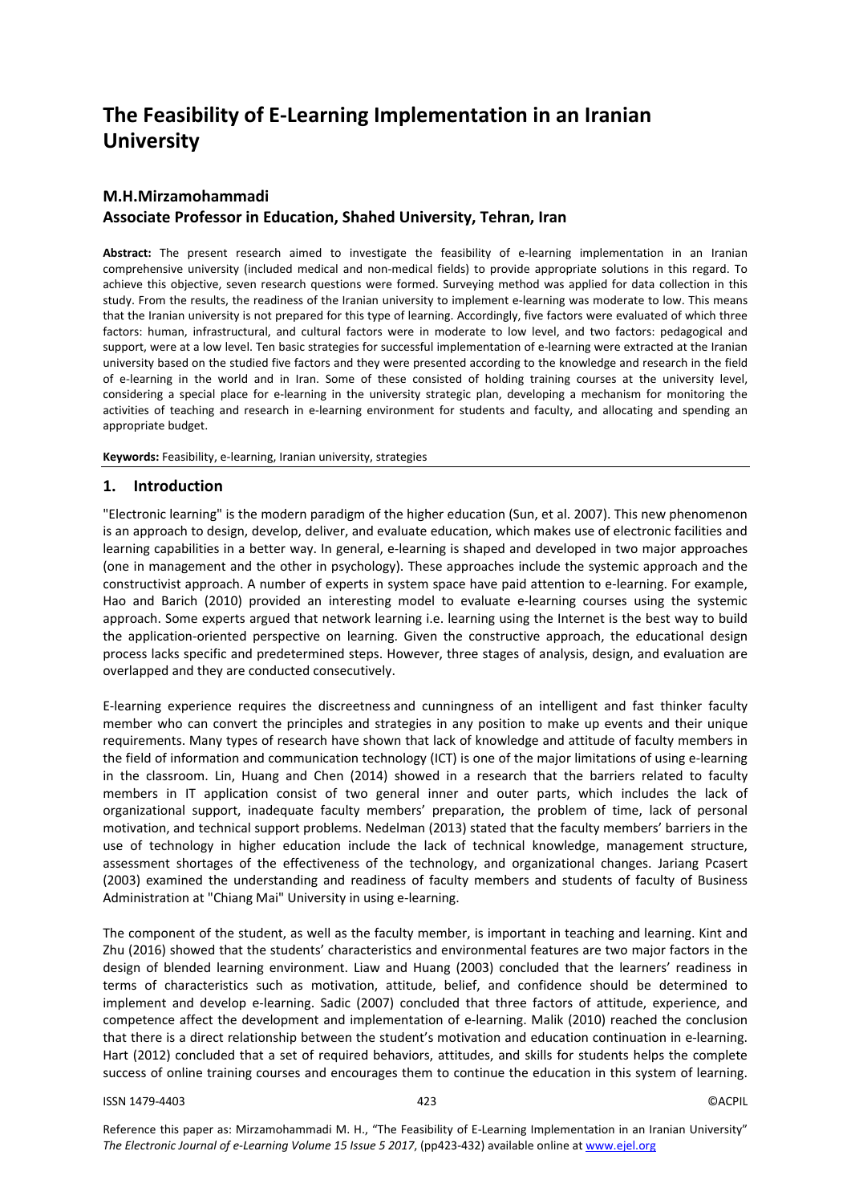# The Feasibility of E-Learning Implementation in an Iranian University

## M.H.Mirzamohammadi
## Associate Professor in Education, Shahed University, Tehran, Iran

**Abstract:** The present research aimed to investigate the feasibility of e-learning implementation in an Iranian comprehensive university (included medical and non-medical fields) to provide appropriate solutions in this regard. To achieve this objective, seven research questions were formed. Surveying method was applied for data collection in this study. From the results, the readiness of the Iranian university to implement e-learning was moderate to low. This means that the Iranian university is not prepared for this type of learning. Accordingly, five factors were evaluated of which three factors: human, infrastructural, and cultural factors were in moderate to low level, and two factors: pedagogical and support, were at a low level. Ten basic strategies for successful implementation of e-learning were extracted at the Iranian university based on the studied five factors and they were presented according to the knowledge and research in the field of e-learning in the world and in Iran. Some of these consisted of holding training courses at the university level, considering a special place for e-learning in the university strategic plan, developing a mechanism for monitoring the activities of teaching and research in e-learning environment for students and faculty, and allocating and spending an appropriate budget.

**Keywords:** Feasibility, e-learning, Iranian university, strategies

## 1. Introduction

"Electronic learning" is the modern paradigm of the higher education (Sun, et al. 2007). This new phenomenon is an approach to design, develop, deliver, and evaluate education, which makes use of electronic facilities and learning capabilities in a better way. In general, e-learning is shaped and developed in two major approaches (one in management and the other in psychology). These approaches include the systemic approach and the constructivist approach. A number of experts in system space have paid attention to e-learning. For example, Hao and Barich (2010) provided an interesting model to evaluate e-learning courses using the systemic approach. Some experts argued that network learning i.e. learning using the Internet is the best way to build the application-oriented perspective on learning. Given the constructive approach, the educational design process lacks specific and predetermined steps. However, three stages of analysis, design, and evaluation are overlapped and they are conducted consecutively.

E-learning experience requires the discreetness and cunningness of an intelligent and fast thinker faculty member who can convert the principles and strategies in any position to make up events and their unique requirements. Many types of research have shown that lack of knowledge and attitude of faculty members in the field of information and communication technology (ICT) is one of the major limitations of using e-learning in the classroom. Lin, Huang and Chen (2014) showed in a research that the barriers related to faculty members in IT application consist of two general inner and outer parts, which includes the lack of organizational support, inadequate faculty members' preparation, the problem of time, lack of personal motivation, and technical support problems. Nedelman (2013) stated that the faculty members' barriers in the use of technology in higher education include the lack of technical knowledge, management structure, assessment shortages of the effectiveness of the technology, and organizational changes. Jariang Pcasert (2003) examined the understanding and readiness of faculty members and students of faculty of Business Administration at "Chiang Mai" University in using e-learning.

The component of the student, as well as the faculty member, is important in teaching and learning. Kint and Zhu (2016) showed that the students' characteristics and environmental features are two major factors in the design of blended learning environment. Liaw and Huang (2003) concluded that the learners' readiness in terms of characteristics such as motivation, attitude, belief, and confidence should be determined to implement and develop e-learning. Sadic (2007) concluded that three factors of attitude, experience, and competence affect the development and implementation of e-learning. Malik (2010) reached the conclusion that there is a direct relationship between the student's motivation and education continuation in e-learning. Hart (2012) concluded that a set of required behaviors, attitudes, and skills for students helps the complete success of online training courses and encourages them to continue the education in this system of learning.

Reference this paper as: Mirzamohammadi M. H., "The Feasibility of E-Learning Implementation in an Iranian University" *The Electronic Journal of e-Learning Volume 15 Issue 5 2017*, (pp423-432) available online at www.ejel.org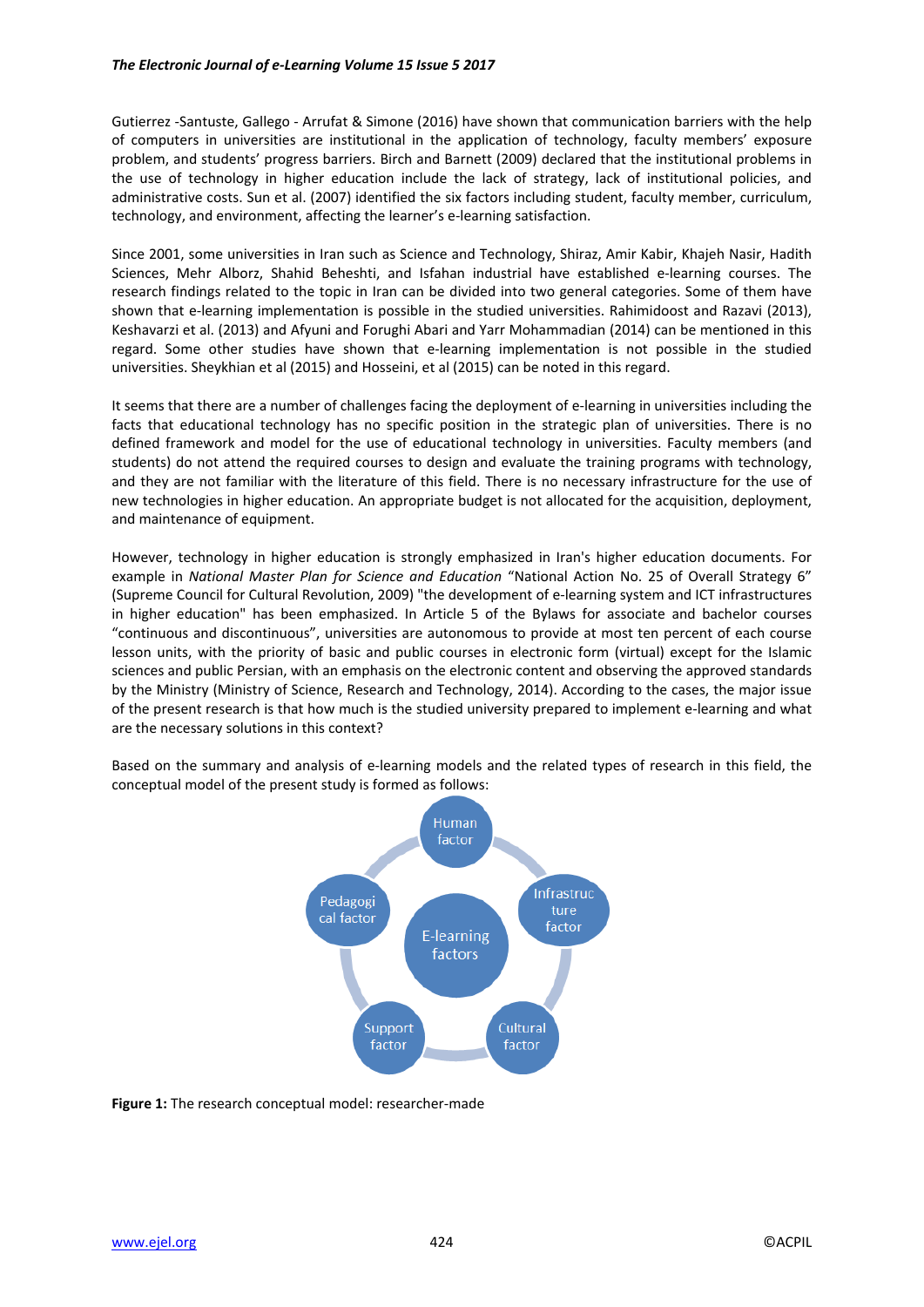Gutierrez -Santuste, Gallego - Arrufat & Simone (2016) have shown that communication barriers with the help of computers in universities are institutional in the application of technology, faculty members' exposure problem, and students' progress barriers. Birch and Barnett (2009) declared that the institutional problems in the use of technology in higher education include the lack of strategy, lack of institutional policies, and administrative costs. Sun et al. (2007) identified the six factors including student, faculty member, curriculum, technology, and environment, affecting the learner's e-learning satisfaction.

Since 2001, some universities in Iran such as Science and Technology, Shiraz, Amir Kabir, Khajeh Nasir, Hadith Sciences, Mehr Alborz, Shahid Beheshti, and Isfahan industrial have established e-learning courses. The research findings related to the topic in Iran can be divided into two general categories. Some of them have shown that e-learning implementation is possible in the studied universities. Rahimidoost and Razavi (2013), Keshavarzi et al. (2013) and Afyuni and Forughi Abari and Yarr Mohammadian (2014) can be mentioned in this regard. Some other studies have shown that e-learning implementation is not possible in the studied universities. Sheykhian et al (2015) and Hosseini, et al (2015) can be noted in this regard.

It seems that there are a number of challenges facing the deployment of e-learning in universities including the facts that educational technology has no specific position in the strategic plan of universities. There is no defined framework and model for the use of educational technology in universities. Faculty members (and students) do not attend the required courses to design and evaluate the training programs with technology, and they are not familiar with the literature of this field. There is no necessary infrastructure for the use of new technologies in higher education. An appropriate budget is not allocated for the acquisition, deployment, and maintenance of equipment.

However, technology in higher education is strongly emphasized in Iran's higher education documents. For example in *National Master Plan for Science and Education* "National Action No. 25 of Overall Strategy 6" (Supreme Council for Cultural Revolution, 2009) "the development of e-learning system and ICT infrastructures in higher education" has been emphasized. In Article 5 of the Bylaws for associate and bachelor courses "continuous and discontinuous", universities are autonomous to provide at most ten percent of each course lesson units, with the priority of basic and public courses in electronic form (virtual) except for the Islamic sciences and public Persian, with an emphasis on the electronic content and observing the approved standards by the Ministry (Ministry of Science, Research and Technology, 2014). According to the cases, the major issue of the present research is that how much is the studied university prepared to implement e-learning and what are the necessary solutions in this context?

Based on the summary and analysis of e-learning models and the related types of research in this field, the conceptual model of the present study is formed as follows:

Human factor, Infrastructure factor, Cultural factor, Support factor, Pedagogical factor, E-learning factors

**Figure 1:** The research conceptual model: researcher-made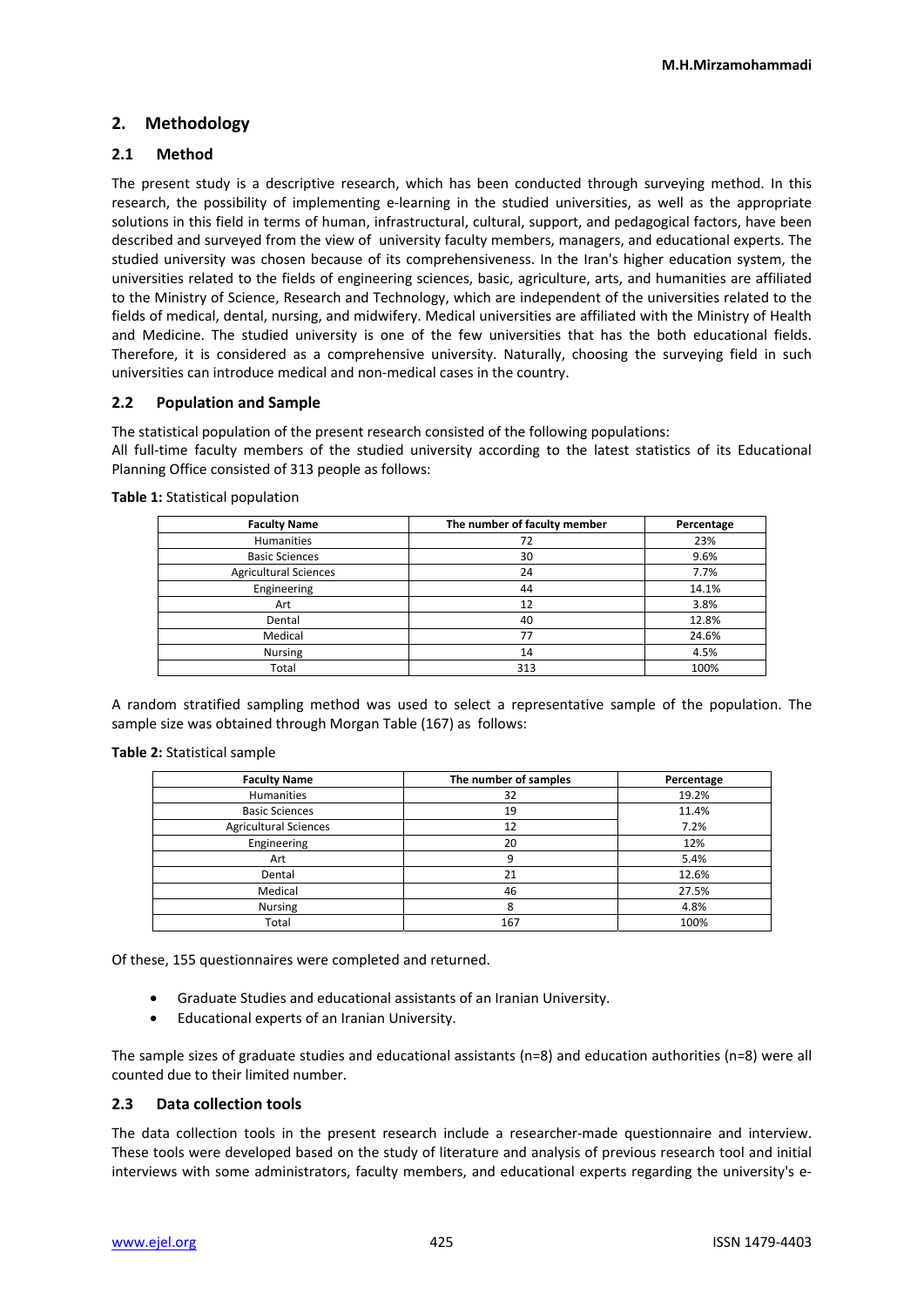## 2. Methodology

### 2.1 Method

The present study is a descriptive research, which has been conducted through surveying method. In this research, the possibility of implementing e-learning in the studied universities, as well as the appropriate solutions in this field in terms of human, infrastructural, cultural, support, and pedagogical factors, have been described and surveyed from the view of university faculty members, managers, and educational experts. The studied university was chosen because of its comprehensiveness. In the Iran's higher education system, the universities related to the fields of engineering sciences, basic, agriculture, arts, and humanities are affiliated to the Ministry of Science, Research and Technology, which are independent of the universities related to the fields of medical, dental, nursing, and midwifery. Medical universities are affiliated with the Ministry of Health and Medicine. The studied university is one of the few universities that has the both educational fields. Therefore, it is considered as a comprehensive university. Naturally, choosing the surveying field in such universities can introduce medical and non-medical cases in the country.

### 2.2 Population and Sample

The statistical population of the present research consisted of the following populations:

All full-time faculty members of the studied university according to the latest statistics of its Educational Planning Office consisted of 313 people as follows:

**Table 1:** Statistical population

| Faculty Name | The number of faculty member | Percentage |
|---|---|---|
| Humanities | 72 | 23% |
| Basic Sciences | 30 | 9.6% |
| Agricultural Sciences | 24 | 7.7% |
| Engineering | 44 | 14.1% |
| Art | 12 | 3.8% |
| Dental | 40 | 12.8% |
| Medical | 77 | 24.6% |
| Nursing | 14 | 4.5% |
| Total | 313 | 100% |

A random stratified sampling method was used to select a representative sample of the population. The sample size was obtained through Morgan Table (167) as follows:

**Table 2:** Statistical sample

| Faculty Name | The number of samples | Percentage |
|---|---|---|
| Humanities | 32 | 19.2% |
| Basic Sciences | 19 | 11.4% |
| Agricultural Sciences | 12 | 7.2% |
| Engineering | 20 | 12% |
| Art | 9 | 5.4% |
| Dental | 21 | 12.6% |
| Medical | 46 | 27.5% |
| Nursing | 8 | 4.8% |
| Total | 167 | 100% |

Of these, 155 questionnaires were completed and returned.

- Graduate Studies and educational assistants of an Iranian University.
- Educational experts of an Iranian University.

The sample sizes of graduate studies and educational assistants (n=8) and education authorities (n=8) were all counted due to their limited number.

### 2.3 Data collection tools

The data collection tools in the present research include a researcher-made questionnaire and interview. These tools were developed based on the study of literature and analysis of previous research tool and initial interviews with some administrators, faculty members, and educational experts regarding the university's e-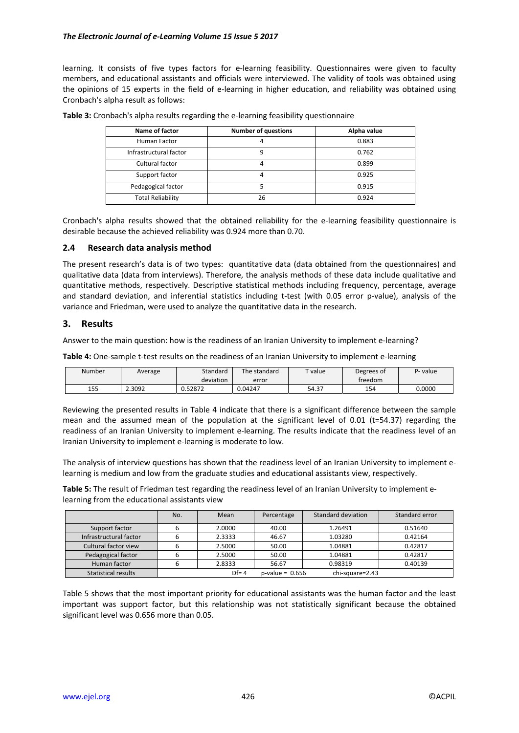learning. It consists of five types factors for e-learning feasibility. Questionnaires were given to faculty members, and educational assistants and officials were interviewed. The validity of tools was obtained using the opinions of 15 experts in the field of e-learning in higher education, and reliability was obtained using Cronbach's alpha result as follows:

**Table 3:** Cronbach's alpha results regarding the e-learning feasibility questionnaire

| Name of factor | Number of questions | Alpha value |
|---|---|---|
| Human Factor | 4 | 0.883 |
| Infrastructural factor | 9 | 0.762 |
| Cultural factor | 4 | 0.899 |
| Support factor | 4 | 0.925 |
| Pedagogical factor | 5 | 0.915 |
| Total Reliability | 26 | 0.924 |

Cronbach's alpha results showed that the obtained reliability for the e-learning feasibility questionnaire is desirable because the achieved reliability was 0.924 more than 0.70.

### 2.4 Research data analysis method

The present research's data is of two types: quantitative data (data obtained from the questionnaires) and qualitative data (data from interviews). Therefore, the analysis methods of these data include qualitative and quantitative methods, respectively. Descriptive statistical methods including frequency, percentage, average and standard deviation, and inferential statistics including t-test (with 0.05 error p-value), analysis of the variance and Friedman, were used to analyze the quantitative data in the research.

## 3. Results

Answer to the main question: how is the readiness of an Iranian University to implement e-learning?

**Table 4:** One-sample t-test results on the readiness of an Iranian University to implement e-learning

| Number | Average | Standard deviation | The standard error | T value | Degrees of freedom | P- value |
|---|---|---|---|---|---|---|
| 155 | 2.3092 | 0.52872 | 0.04247 | 54.37 | 154 | 0.0000 |

Reviewing the presented results in Table 4 indicate that there is a significant difference between the sample mean and the assumed mean of the population at the significant level of 0.01 (t=54.37) regarding the readiness of an Iranian University to implement e-learning. The results indicate that the readiness level of an Iranian University to implement e-learning is moderate to low.

The analysis of interview questions has shown that the readiness level of an Iranian University to implement e-learning is medium and low from the graduate studies and educational assistants view, respectively.

**Table 5:** The result of Friedman test regarding the readiness level of an Iranian University to implement e-learning from the educational assistants view

| | No. | Mean | Percentage | Standard deviation | Standard error |
|---|---|---|---|---|---|
| Support factor | 6 | 2.0000 | 40.00 | 1.26491 | 0.51640 |
| Infrastructural factor | 6 | 2.3333 | 46.67 | 1.03280 | 0.42164 |
| Cultural factor view | 6 | 2.5000 | 50.00 | 1.04881 | 0.42817 |
| Pedagogical factor | 6 | 2.5000 | 50.00 | 1.04881 | 0.42817 |
| Human factor | 6 | 2.8333 | 56.67 | 0.98319 | 0.40139 |
| Statistical results | Df= 4 | | p-value = 0.656 | chi-square=2.43 | |

Table 5 shows that the most important priority for educational assistants was the human factor and the least important was support factor, but this relationship was not statistically significant because the obtained significant level was 0.656 more than 0.05.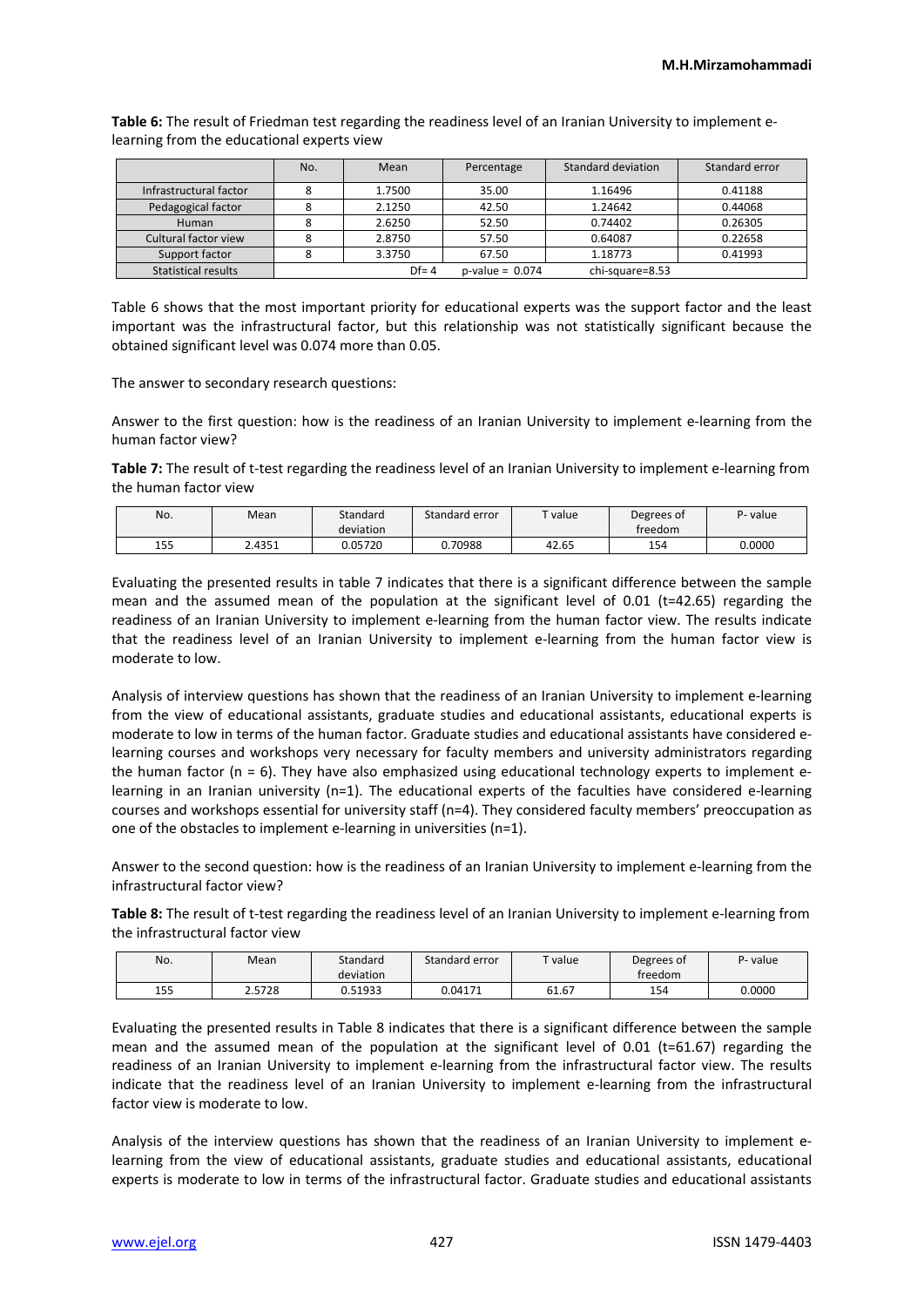**Table 6:** The result of Friedman test regarding the readiness level of an Iranian University to implement e-learning from the educational experts view

| | No. | Mean | Percentage | Standard deviation | Standard error |
|---|---|---|---|---|---|
| Infrastructural factor | 8 | 1.7500 | 35.00 | 1.16496 | 0.41188 |
| Pedagogical factor | 8 | 2.1250 | 42.50 | 1.24642 | 0.44068 |
| Human | 8 | 2.6250 | 52.50 | 0.74402 | 0.26305 |
| Cultural factor view | 8 | 2.8750 | 57.50 | 0.64087 | 0.22658 |
| Support factor | 8 | 3.3750 | 67.50 | 1.18773 | 0.41993 |
| Statistical results | Df= 4 | | p-value = 0.074 | chi-square=8.53 | |

Table 6 shows that the most important priority for educational experts was the support factor and the least important was the infrastructural factor, but this relationship was not statistically significant because the obtained significant level was 0.074 more than 0.05.

The answer to secondary research questions:

Answer to the first question: how is the readiness of an Iranian University to implement e-learning from the human factor view?

**Table 7:** The result of t-test regarding the readiness level of an Iranian University to implement e-learning from the human factor view

| No. | Mean | Standard deviation | Standard error | T value | Degrees of freedom | P- value |
|---|---|---|---|---|---|---|
| 155 | 2.4351 | 0.05720 | 0.70988 | 42.65 | 154 | 0.0000 |

Evaluating the presented results in table 7 indicates that there is a significant difference between the sample mean and the assumed mean of the population at the significant level of 0.01 (t=42.65) regarding the readiness of an Iranian University to implement e-learning from the human factor view. The results indicate that the readiness level of an Iranian University to implement e-learning from the human factor view is moderate to low.

Analysis of interview questions has shown that the readiness of an Iranian University to implement e-learning from the view of educational assistants, graduate studies and educational assistants, educational experts is moderate to low in terms of the human factor. Graduate studies and educational assistants have considered e-learning courses and workshops very necessary for faculty members and university administrators regarding the human factor (n = 6). They have also emphasized using educational technology experts to implement e-learning in an Iranian university (n=1). The educational experts of the faculties have considered e-learning courses and workshops essential for university staff (n=4). They considered faculty members' preoccupation as one of the obstacles to implement e-learning in universities (n=1).

Answer to the second question: how is the readiness of an Iranian University to implement e-learning from the infrastructural factor view?

**Table 8:** The result of t-test regarding the readiness level of an Iranian University to implement e-learning from the infrastructural factor view

| No. | Mean | Standard deviation | Standard error | T value | Degrees of freedom | P- value |
|---|---|---|---|---|---|---|
| 155 | 2.5728 | 0.51933 | 0.04171 | 61.67 | 154 | 0.0000 |

Evaluating the presented results in Table 8 indicates that there is a significant difference between the sample mean and the assumed mean of the population at the significant level of 0.01 (t=61.67) regarding the readiness of an Iranian University to implement e-learning from the infrastructural factor view. The results indicate that the readiness level of an Iranian University to implement e-learning from the infrastructural factor view is moderate to low.

Analysis of the interview questions has shown that the readiness of an Iranian University to implement e-learning from the view of educational assistants, graduate studies and educational assistants, educational experts is moderate to low in terms of the infrastructural factor. Graduate studies and educational assistants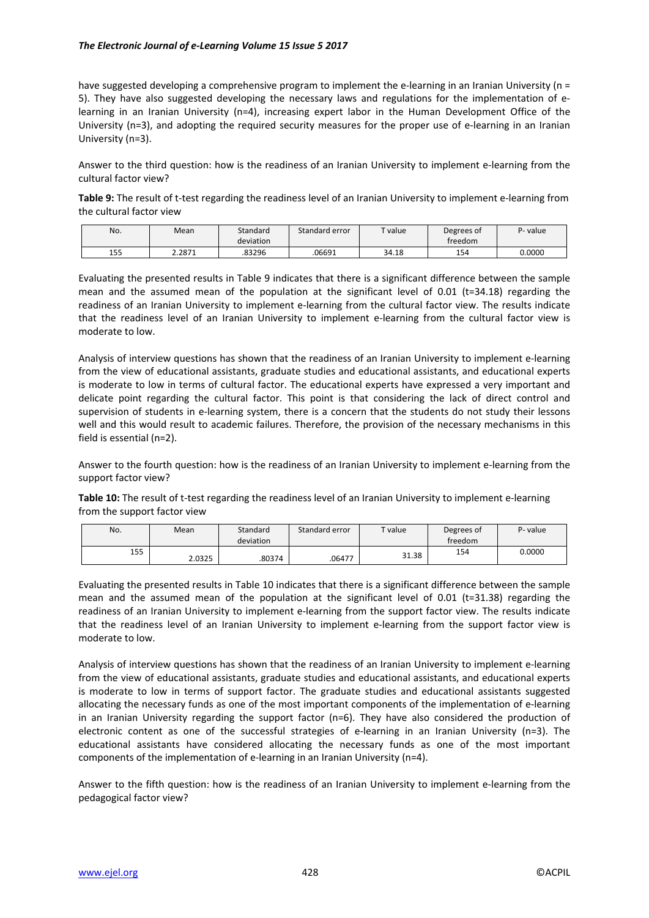have suggested developing a comprehensive program to implement the e-learning in an Iranian University (n = 5). They have also suggested developing the necessary laws and regulations for the implementation of e-learning in an Iranian University (n=4), increasing expert labor in the Human Development Office of the University (n=3), and adopting the required security measures for the proper use of e-learning in an Iranian University (n=3).

Answer to the third question: how is the readiness of an Iranian University to implement e-learning from the cultural factor view?

**Table 9:** The result of t-test regarding the readiness level of an Iranian University to implement e-learning from the cultural factor view

| No. | Mean | Standard deviation | Standard error | T value | Degrees of freedom | P- value |
|---|---|---|---|---|---|---|
| 155 | 2.2871 | .83296 | .06691 | 34.18 | 154 | 0.0000 |

Evaluating the presented results in Table 9 indicates that there is a significant difference between the sample mean and the assumed mean of the population at the significant level of 0.01 (t=34.18) regarding the readiness of an Iranian University to implement e-learning from the cultural factor view. The results indicate that the readiness level of an Iranian University to implement e-learning from the cultural factor view is moderate to low.

Analysis of interview questions has shown that the readiness of an Iranian University to implement e-learning from the view of educational assistants, graduate studies and educational assistants, and educational experts is moderate to low in terms of cultural factor. The educational experts have expressed a very important and delicate point regarding the cultural factor. This point is that considering the lack of direct control and supervision of students in e-learning system, there is a concern that the students do not study their lessons well and this would result to academic failures. Therefore, the provision of the necessary mechanisms in this field is essential (n=2).

Answer to the fourth question: how is the readiness of an Iranian University to implement e-learning from the support factor view?

**Table 10:** The result of t-test regarding the readiness level of an Iranian University to implement e-learning from the support factor view

| No. | Mean | Standard deviation | Standard error | T value | Degrees of freedom | P- value |
|---|---|---|---|---|---|---|
| 155 | 2.0325 | .80374 | .06477 | 31.38 | 154 | 0.0000 |

Evaluating the presented results in Table 10 indicates that there is a significant difference between the sample mean and the assumed mean of the population at the significant level of 0.01 (t=31.38) regarding the readiness of an Iranian University to implement e-learning from the support factor view. The results indicate that the readiness level of an Iranian University to implement e-learning from the support factor view is moderate to low.

Analysis of interview questions has shown that the readiness of an Iranian University to implement e-learning from the view of educational assistants, graduate studies and educational assistants, and educational experts is moderate to low in terms of support factor. The graduate studies and educational assistants suggested allocating the necessary funds as one of the most important components of the implementation of e-learning in an Iranian University regarding the support factor (n=6). They have also considered the production of electronic content as one of the successful strategies of e-learning in an Iranian University (n=3). The educational assistants have considered allocating the necessary funds as one of the most important components of the implementation of e-learning in an Iranian University (n=4).

Answer to the fifth question: how is the readiness of an Iranian University to implement e-learning from the pedagogical factor view?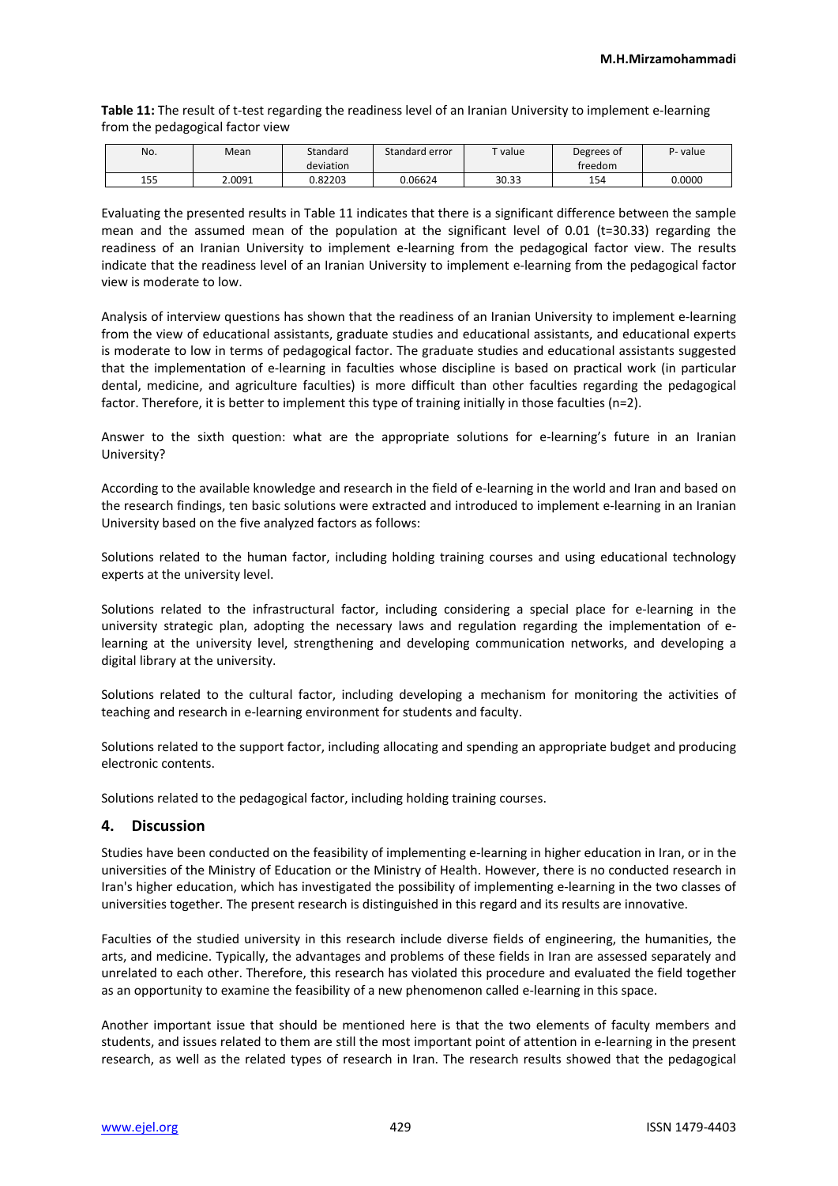**Table 11:** The result of t-test regarding the readiness level of an Iranian University to implement e-learning from the pedagogical factor view

| No. | Mean | Standard deviation | Standard error | T value | Degrees of freedom | P- value |
|---|---|---|---|---|---|---|
| 155 | 2.0091 | 0.82203 | 0.06624 | 30.33 | 154 | 0.0000 |

Evaluating the presented results in Table 11 indicates that there is a significant difference between the sample mean and the assumed mean of the population at the significant level of 0.01 ($t=30.33$) regarding the readiness of an Iranian University to implement e-learning from the pedagogical factor view. The results indicate that the readiness level of an Iranian University to implement e-learning from the pedagogical factor view is moderate to low.

Analysis of interview questions has shown that the readiness of an Iranian University to implement e-learning from the view of educational assistants, graduate studies and educational assistants, and educational experts is moderate to low in terms of pedagogical factor. The graduate studies and educational assistants suggested that the implementation of e-learning in faculties whose discipline is based on practical work (in particular dental, medicine, and agriculture faculties) is more difficult than other faculties regarding the pedagogical factor. Therefore, it is better to implement this type of training initially in those faculties (n=2).

Answer to the sixth question: what are the appropriate solutions for e-learning's future in an Iranian University?

According to the available knowledge and research in the field of e-learning in the world and Iran and based on the research findings, ten basic solutions were extracted and introduced to implement e-learning in an Iranian University based on the five analyzed factors as follows:

Solutions related to the human factor, including holding training courses and using educational technology experts at the university level.

Solutions related to the infrastructural factor, including considering a special place for e-learning in the university strategic plan, adopting the necessary laws and regulation regarding the implementation of e-learning at the university level, strengthening and developing communication networks, and developing a digital library at the university.

Solutions related to the cultural factor, including developing a mechanism for monitoring the activities of teaching and research in e-learning environment for students and faculty.

Solutions related to the support factor, including allocating and spending an appropriate budget and producing electronic contents.

Solutions related to the pedagogical factor, including holding training courses.

## 4. Discussion

Studies have been conducted on the feasibility of implementing e-learning in higher education in Iran, or in the universities of the Ministry of Education or the Ministry of Health. However, there is no conducted research in Iran's higher education, which has investigated the possibility of implementing e-learning in the two classes of universities together. The present research is distinguished in this regard and its results are innovative.

Faculties of the studied university in this research include diverse fields of engineering, the humanities, the arts, and medicine. Typically, the advantages and problems of these fields in Iran are assessed separately and unrelated to each other. Therefore, this research has violated this procedure and evaluated the field together as an opportunity to examine the feasibility of a new phenomenon called e-learning in this space.

Another important issue that should be mentioned here is that the two elements of faculty members and students, and issues related to them are still the most important point of attention in e-learning in the present research, as well as the related types of research in Iran. The research results showed that the pedagogical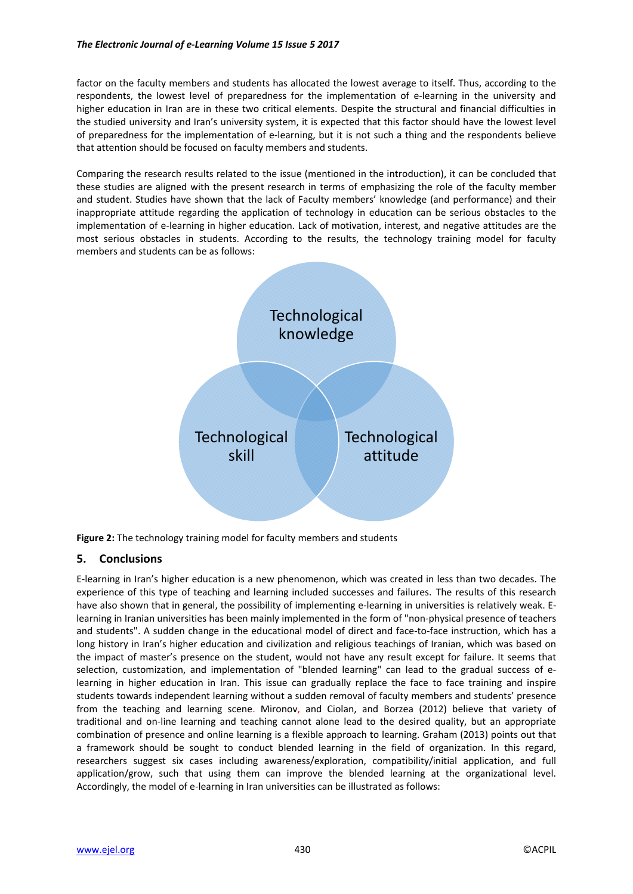factor on the faculty members and students has allocated the lowest average to itself. Thus, according to the respondents, the lowest level of preparedness for the implementation of e-learning in the university and higher education in Iran are in these two critical elements. Despite the structural and financial difficulties in the studied university and Iran's university system, it is expected that this factor should have the lowest level of preparedness for the implementation of e-learning, but it is not such a thing and the respondents believe that attention should be focused on faculty members and students.

Comparing the research results related to the issue (mentioned in the introduction), it can be concluded that these studies are aligned with the present research in terms of emphasizing the role of the faculty member and student. Studies have shown that the lack of Faculty members' knowledge (and performance) and their inappropriate attitude regarding the application of technology in education can be serious obstacles to the implementation of e-learning in higher education. Lack of motivation, interest, and negative attitudes are the most serious obstacles in students. According to the results, the technology training model for faculty members and students can be as follows:

Technological knowledge

Technological skill

Technological attitude

**Figure 2:** The technology training model for faculty members and students

## 5. Conclusions

E-learning in Iran's higher education is a new phenomenon, which was created in less than two decades. The experience of this type of teaching and learning included successes and failures. The results of this research have also shown that in general, the possibility of implementing e-learning in universities is relatively weak. E-learning in Iranian universities has been mainly implemented in the form of "non-physical presence of teachers and students". A sudden change in the educational model of direct and face-to-face instruction, which has a long history in Iran's higher education and civilization and religious teachings of Iranian, which was based on the impact of master's presence on the student, would not have any result except for failure. It seems that selection, customization, and implementation of "blended learning" can lead to the gradual success of e-learning in higher education in Iran. This issue can gradually replace the face to face training and inspire students towards independent learning without a sudden removal of faculty members and students' presence from the teaching and learning scene. Mironov, and Ciolan, and Borzea (2012) believe that variety of traditional and on-line learning and teaching cannot alone lead to the desired quality, but an appropriate combination of presence and online learning is a flexible approach to learning. Graham (2013) points out that a framework should be sought to conduct blended learning in the field of organization. In this regard, researchers suggest six cases including awareness/exploration, compatibility/initial application, and full application/grow, such that using them can improve the blended learning at the organizational level. Accordingly, the model of e-learning in Iran universities can be illustrated as follows: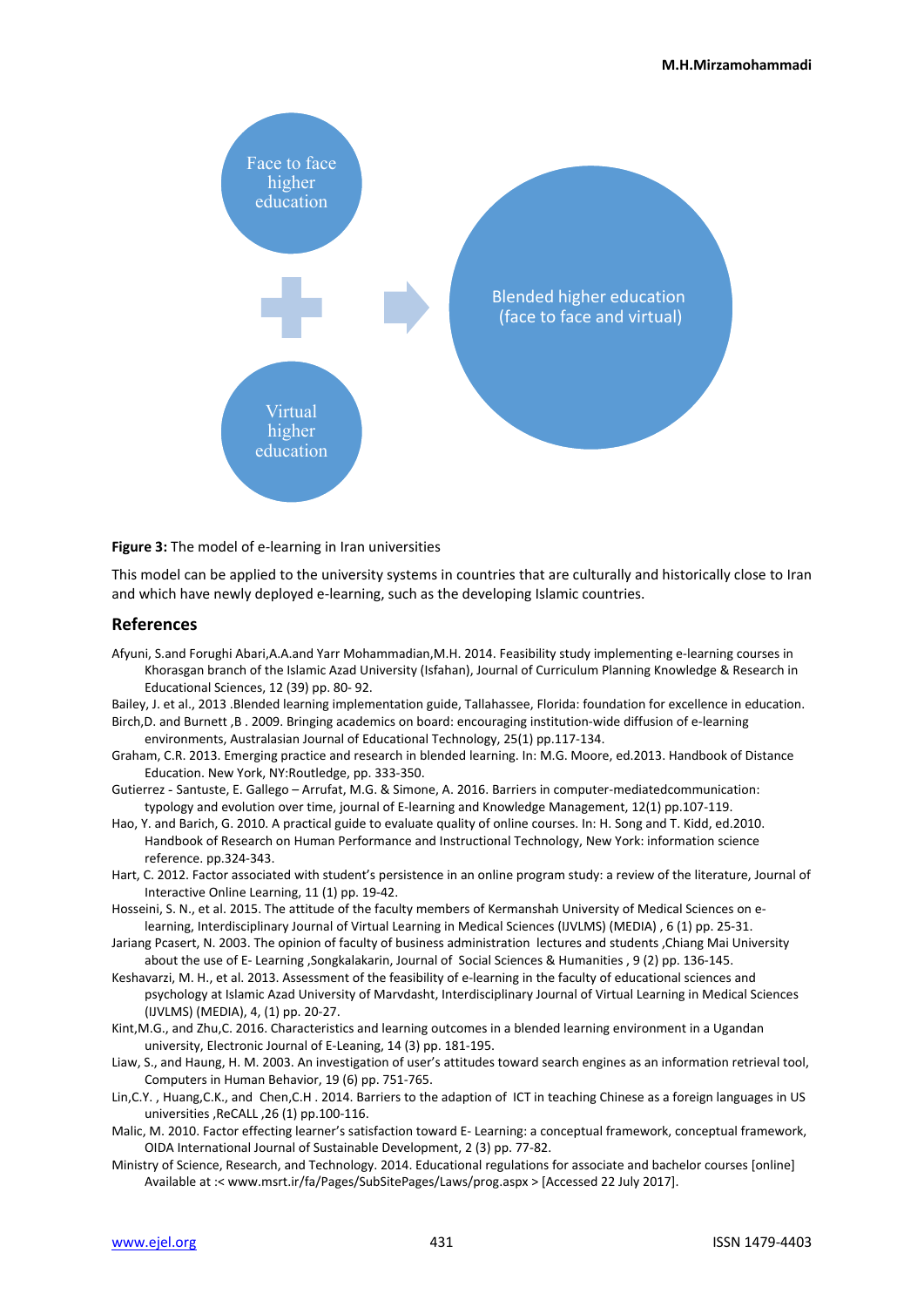Face to face higher education

Virtual higher education

Blended higher education (face to face and virtual)

**Figure 3:** The model of e-learning in Iran universities

This model can be applied to the university systems in countries that are culturally and historically close to Iran and which have newly deployed e-learning, such as the developing Islamic countries.

## References

Afyuni, S.and Foroughi Abari,A.A.and Yarr Mohammadian,M.H. 2014. Feasibility study implementing e-learning courses in Khorasgan branch of the Islamic Azad University (Isfahan), Journal of Curriculum Planning Knowledge & Research in Educational Sciences, 12 (39) pp. 80- 92.

Bailey, J. et al., 2013 .Blended learning implementation guide, Tallahassee, Florida: foundation for excellence in education.

Birch,D. and Burnett ,B . 2009. Bringing academics on board: encouraging institution-wide diffusion of e-learning environments, Australasian Journal of Educational Technology, 25(1) pp.117-134.

Graham, C.R. 2013. Emerging practice and research in blended learning. In: M.G. Moore, ed.2013. Handbook of Distance Education. New York, NY:Routledge, pp. 333-350.

Gutierrez - Santuste, E. Gallego – Arrufat, M.G. & Simone, A. 2016. Barriers in computer-mediatedcommunication: typology and evolution over time, journal of E-learning and Knowledge Management, 12(1) pp.107-119.

Hao, Y. and Barich, G. 2010. A practical guide to evaluate quality of online courses. In: H. Song and T. Kidd, ed.2010. Handbook of Research on Human Performance and Instructional Technology, New York: information science reference. pp.324-343.

Hart, C. 2012. Factor associated with student's persistence in an online program study: a review of the literature, Journal of Interactive Online Learning, 11 (1) pp. 19-42.

Hosseini, S. N., et al. 2015. The attitude of the faculty members of Kermanshah University of Medical Sciences on e-learning, Interdisciplinary Journal of Virtual Learning in Medical Sciences (IJVLMS) (MEDIA) , 6 (1) pp. 25-31.

Jariang Pcasert, N. 2003. The opinion of faculty of business administration lectures and students ,Chiang Mai University about the use of E- Learning ,Songkalakarin, Journal of Social Sciences & Humanities , 9 (2) pp. 136-145.

Keshavarzi, M. H., et al. 2013. Assessment of the feasibility of e-learning in the faculty of educational sciences and psychology at Islamic Azad University of Marvdasht, Interdisciplinary Journal of Virtual Learning in Medical Sciences (IJVLMS) (MEDIA), 4, (1) pp. 20-27.

Kint,M.G., and Zhu,C. 2016. Characteristics and learning outcomes in a blended learning environment in a Ugandan university, Electronic Journal of E-Leaning, 14 (3) pp. 181-195.

Liaw, S., and Haung, H. M. 2003. An investigation of user's attitudes toward search engines as an information retrieval tool, Computers in Human Behavior, 19 (6) pp. 751-765.

Lin,C.Y. , Huang,C.K., and Chen,C.H . 2014. Barriers to the adaption of ICT in teaching Chinese as a foreign languages in US universities ,ReCALL ,26 (1) pp.100-116.

Malic, M. 2010. Factor effecting learner's satisfaction toward E- Learning: a conceptual framework, conceptual framework, OIDA International Journal of Sustainable Development, 2 (3) pp. 77-82.

Ministry of Science, Research, and Technology. 2014. Educational regulations for associate and bachelor courses [online] Available at :< www.msrt.ir/fa/Pages/SubSitePages/Laws/prog.aspx > [Accessed 22 July 2017].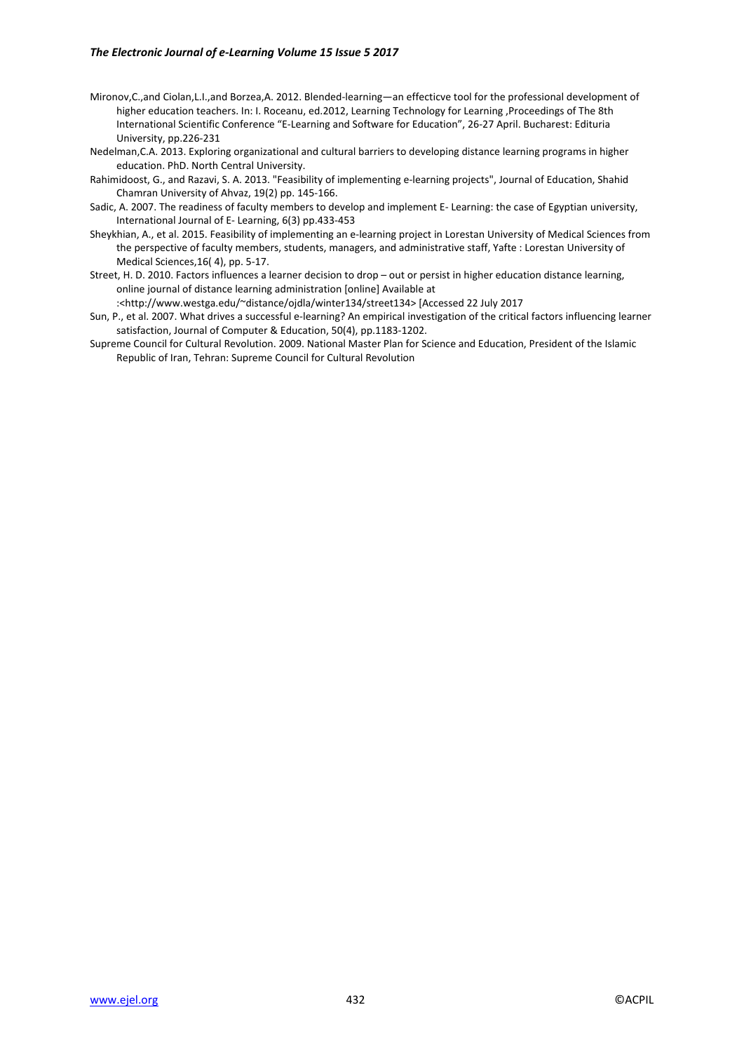Mironov,C.,and Ciolan,L.I.,and Borzea,A. 2012. Blended-learning—an effecticve tool for the professional development of higher education teachers. In: I. Roceanu, ed.2012, Learning Technology for Learning ,Proceedings of The 8th International Scientific Conference "E-Learning and Software for Education", 26-27 April. Bucharest: Edituria University, pp.226-231

Nedelman,C.A. 2013. Exploring organizational and cultural barriers to developing distance learning programs in higher education. PhD. North Central University.

Rahimidoost, G., and Razavi, S. A. 2013. "Feasibility of implementing e-learning projects", Journal of Education, Shahid Chamran University of Ahvaz, 19(2) pp. 145-166.

Sadic, A. 2007. The readiness of faculty members to develop and implement E- Learning: the case of Egyptian university, International Journal of E- Learning, 6(3) pp.433-453

Sheykhian, A., et al. 2015. Feasibility of implementing an e-learning project in Lorestan University of Medical Sciences from the perspective of faculty members, students, managers, and administrative staff, Yafte : Lorestan University of Medical Sciences,16( 4), pp. 5-17.

Street, H. D. 2010. Factors influences a learner decision to drop – out or persist in higher education distance learning, online journal of distance learning administration [online] Available at :<http://www.westga.edu/~distance/ojdla/winter134/street134> [Accessed 22 July 2017

Sun, P., et al. 2007. What drives a successful e-learning? An empirical investigation of the critical factors influencing learner satisfaction, Journal of Computer & Education, 50(4), pp.1183-1202.

Supreme Council for Cultural Revolution. 2009. National Master Plan for Science and Education, President of the Islamic Republic of Iran, Tehran: Supreme Council for Cultural Revolution